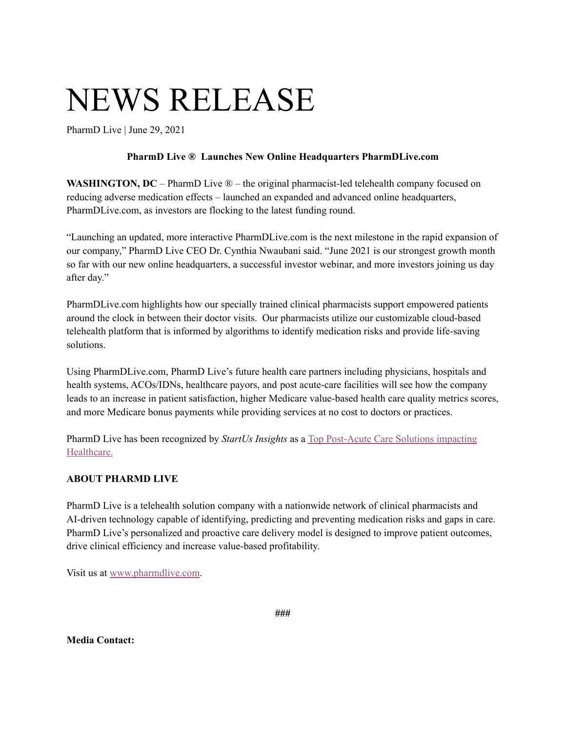# NEWS RELEASE

PharmD Live | June 29, 2021

**PharmD Live ® Launches New Online Headquarters PharmDLive.com**

**WASHINGTON, DC** – PharmD Live ® – the original pharmacist-led telehealth company focused on reducing adverse medication effects – launched an expanded and advanced online headquarters, PharmDLive.com, as investors are flocking to the latest funding round.

"Launching an updated, more interactive PharmDLive.com is the next milestone in the rapid expansion of our company," PharmD Live CEO Dr. Cynthia Nwaubani said. "June 2021 is our strongest growth month so far with our new online headquarters, a successful investor webinar, and more investors joining us day after day."

PharmDLive.com highlights how our specially trained clinical pharmacists support empowered patients around the clock in between their doctor visits. Our pharmacists utilize our customizable cloud-based telehealth platform that is informed by algorithms to identify medication risks and provide life-saving solutions.

Using PharmDLive.com, PharmD Live's future health care partners including physicians, hospitals and health systems, ACOs/IDNs, healthcare payors, and post acute-care facilities will see how the company leads to an increase in patient satisfaction, higher Medicare value-based health care quality metrics scores, and more Medicare bonus payments while providing services at no cost to doctors or practices.

PharmD Live has been recognized by *StartUs Insights* as a Top Post-Acute Care Solutions impacting Healthcare.

**ABOUT PHARMD LIVE**

PharmD Live is a telehealth solution company with a nationwide network of clinical pharmacists and AI-driven technology capable of identifying, predicting and preventing medication risks and gaps in care. PharmD Live's personalized and proactive care delivery model is designed to improve patient outcomes, drive clinical efficiency and increase value-based profitability.

Visit us at www.pharmdlive.com.

###

**Media Contact:**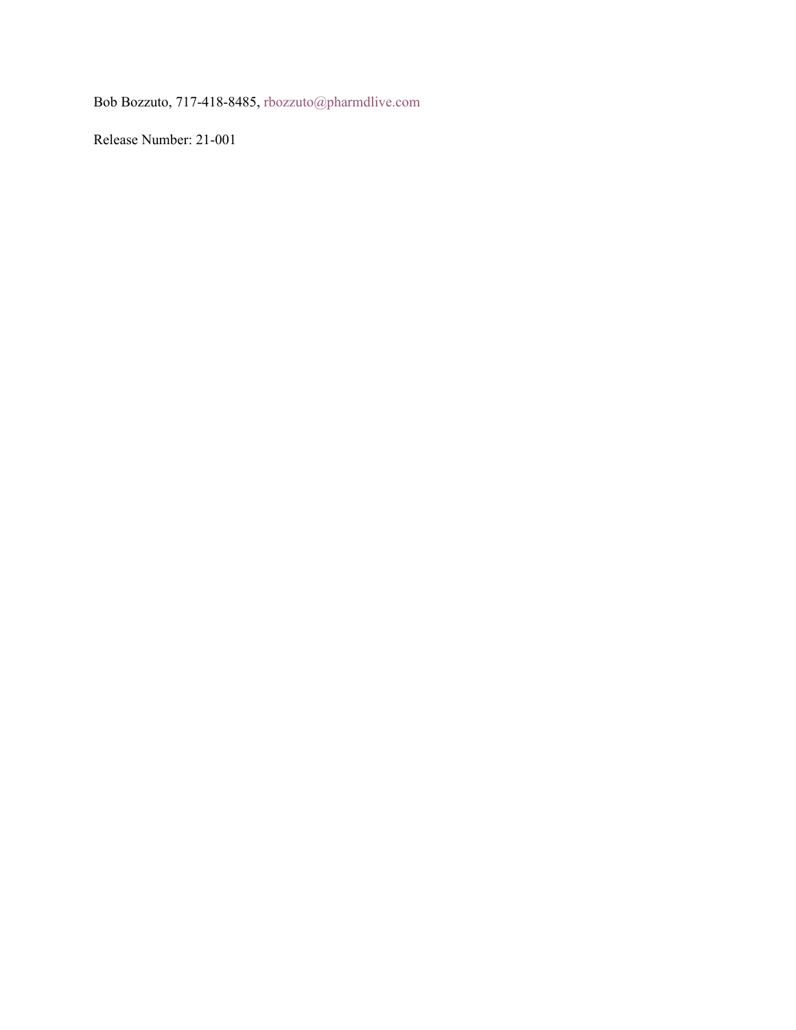Bob Bozzuto, 717-418-8485, rbozzuto@pharmdlive.com

Release Number: 21-001